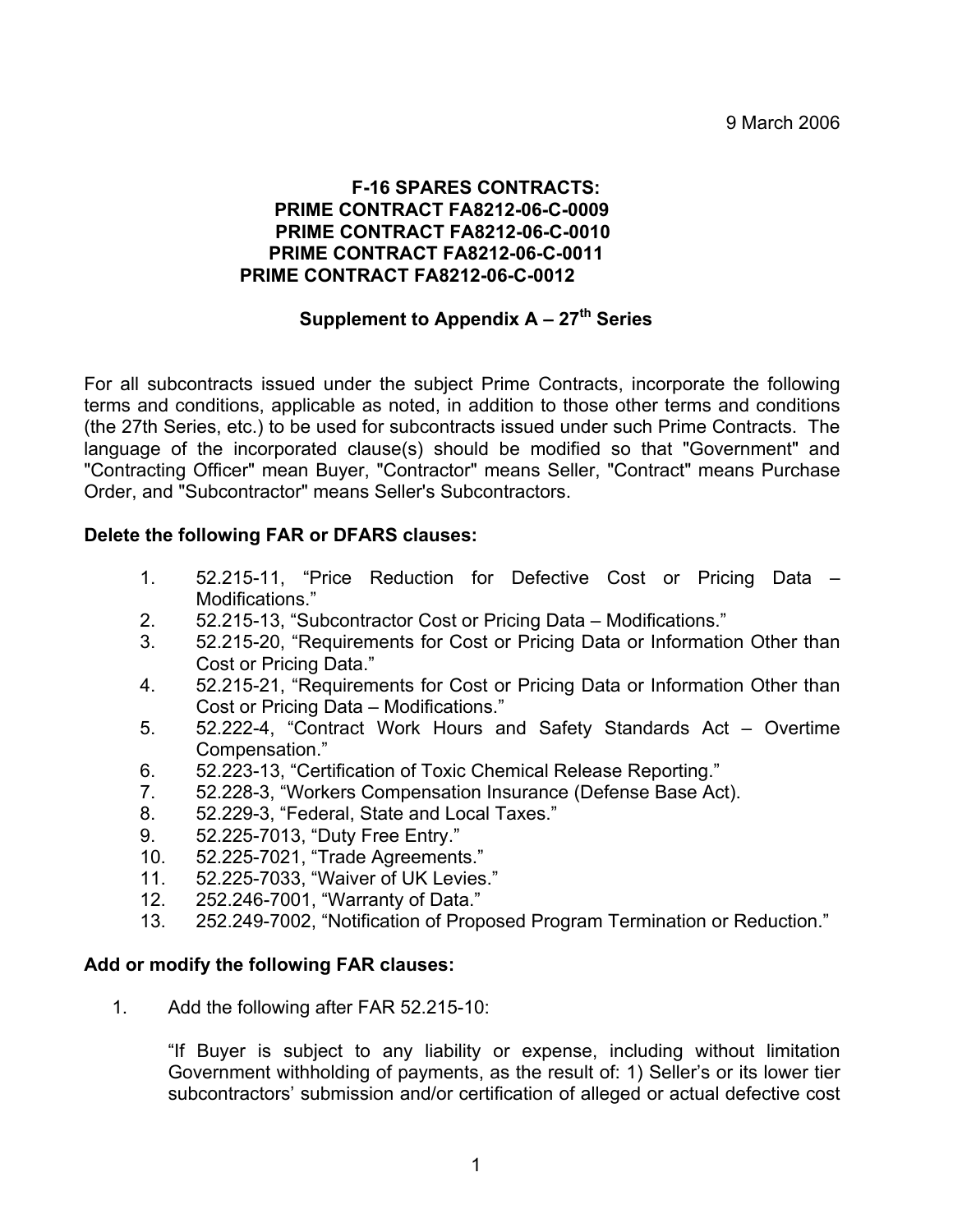9 March 2006

**F-16 SPARES CONTRACTS:**
**PRIME CONTRACT FA8212-06-C-0009**
**PRIME CONTRACT FA8212-06-C-0010**
**PRIME CONTRACT FA8212-06-C-0011**
**PRIME CONTRACT FA8212-06-C-0012**

**Supplement to Appendix A – 27th Series**

For all subcontracts issued under the subject Prime Contracts, incorporate the following terms and conditions, applicable as noted, in addition to those other terms and conditions (the 27th Series, etc.) to be used for subcontracts issued under such Prime Contracts. The language of the incorporated clause(s) should be modified so that "Government" and "Contracting Officer" mean Buyer, "Contractor" means Seller, "Contract" means Purchase Order, and "Subcontractor" means Seller's Subcontractors.

**Delete the following FAR or DFARS clauses:**

1. 52.215-11, "Price Reduction for Defective Cost or Pricing Data – Modifications."
2. 52.215-13, "Subcontractor Cost or Pricing Data – Modifications."
3. 52.215-20, "Requirements for Cost or Pricing Data or Information Other than Cost or Pricing Data."
4. 52.215-21, "Requirements for Cost or Pricing Data or Information Other than Cost or Pricing Data – Modifications."
5. 52.222-4, "Contract Work Hours and Safety Standards Act – Overtime Compensation."
6. 52.223-13, "Certification of Toxic Chemical Release Reporting."
7. 52.228-3, "Workers Compensation Insurance (Defense Base Act).
8. 52.229-3, "Federal, State and Local Taxes."
9. 52.225-7013, "Duty Free Entry."
10. 52.225-7021, "Trade Agreements."
11. 52.225-7033, "Waiver of UK Levies."
12. 252.246-7001, "Warranty of Data."
13. 252.249-7002, "Notification of Proposed Program Termination or Reduction."

**Add or modify the following FAR clauses:**

1. Add the following after FAR 52.215-10:

   "If Buyer is subject to any liability or expense, including without limitation Government withholding of payments, as the result of: 1) Seller's or its lower tier subcontractors' submission and/or certification of alleged or actual defective cost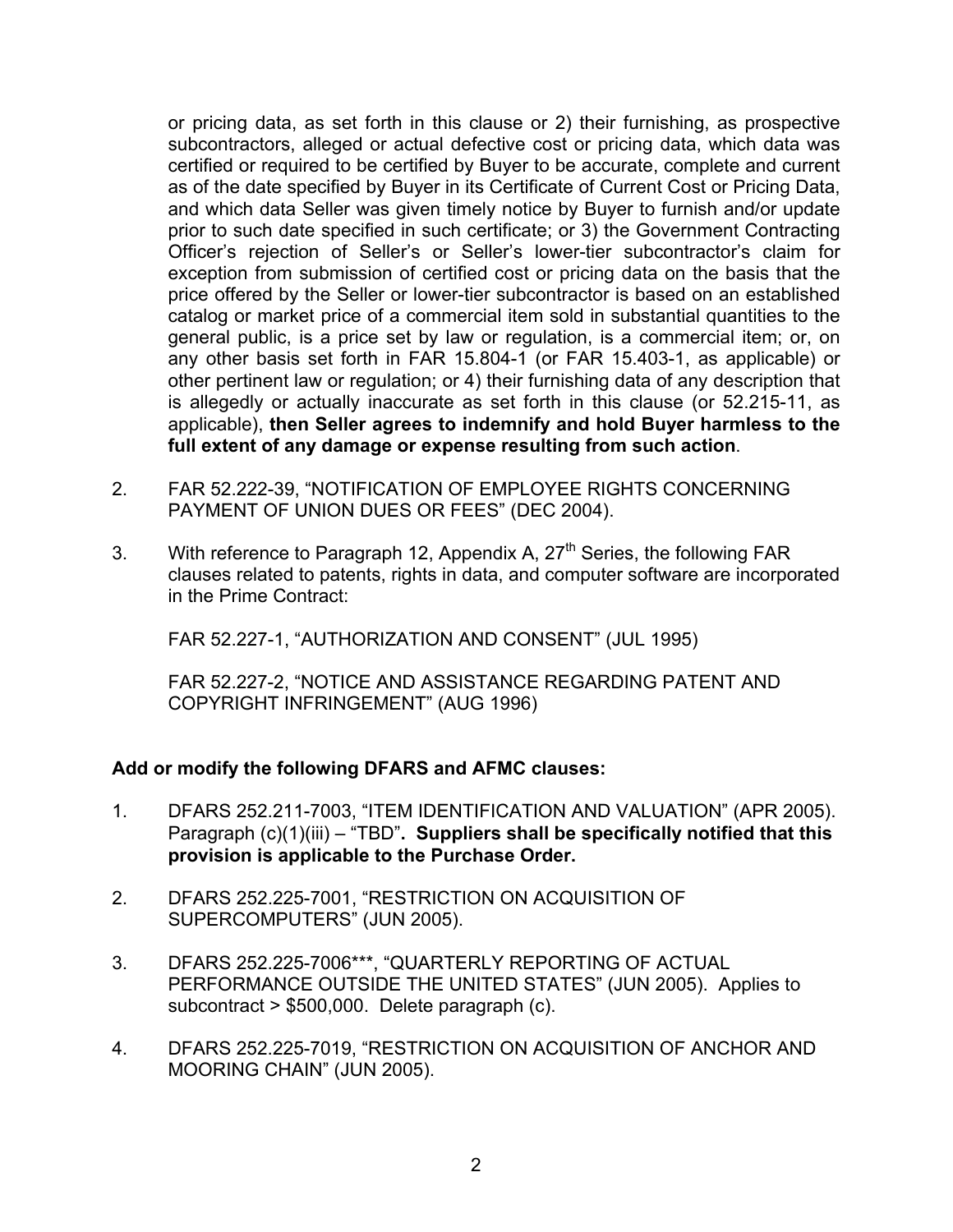or pricing data, as set forth in this clause or 2) their furnishing, as prospective subcontractors, alleged or actual defective cost or pricing data, which data was certified or required to be certified by Buyer to be accurate, complete and current as of the date specified by Buyer in its Certificate of Current Cost or Pricing Data, and which data Seller was given timely notice by Buyer to furnish and/or update prior to such date specified in such certificate; or 3) the Government Contracting Officer's rejection of Seller's or Seller's lower-tier subcontractor's claim for exception from submission of certified cost or pricing data on the basis that the price offered by the Seller or lower-tier subcontractor is based on an established catalog or market price of a commercial item sold in substantial quantities to the general public, is a price set by law or regulation, is a commercial item; or, on any other basis set forth in FAR 15.804-1 (or FAR 15.403-1, as applicable) or other pertinent law or regulation; or 4) their furnishing data of any description that is allegedly or actually inaccurate as set forth in this clause (or 52.215-11, as applicable), **then Seller agrees to indemnify and hold Buyer harmless to the full extent of any damage or expense resulting from such action**.

2. FAR 52.222-39, "NOTIFICATION OF EMPLOYEE RIGHTS CONCERNING PAYMENT OF UNION DUES OR FEES" (DEC 2004).

3. With reference to Paragraph 12, Appendix A, 27th Series, the following FAR clauses related to patents, rights in data, and computer software are incorporated in the Prime Contract:

   FAR 52.227-1, "AUTHORIZATION AND CONSENT" (JUL 1995)

   FAR 52.227-2, "NOTICE AND ASSISTANCE REGARDING PATENT AND COPYRIGHT INFRINGEMENT" (AUG 1996)

**Add or modify the following DFARS and AFMC clauses:**

1. DFARS 252.211-7003, "ITEM IDENTIFICATION AND VALUATION" (APR 2005). Paragraph (c)(1)(iii) – "TBD". **Suppliers shall be specifically notified that this provision is applicable to the Purchase Order.**

2. DFARS 252.225-7001, "RESTRICTION ON ACQUISITION OF SUPERCOMPUTERS" (JUN 2005).

3. DFARS 252.225-7006***, "QUARTERLY REPORTING OF ACTUAL PERFORMANCE OUTSIDE THE UNITED STATES" (JUN 2005). Applies to subcontract > $500,000. Delete paragraph (c).

4. DFARS 252.225-7019, "RESTRICTION ON ACQUISITION OF ANCHOR AND MOORING CHAIN" (JUN 2005).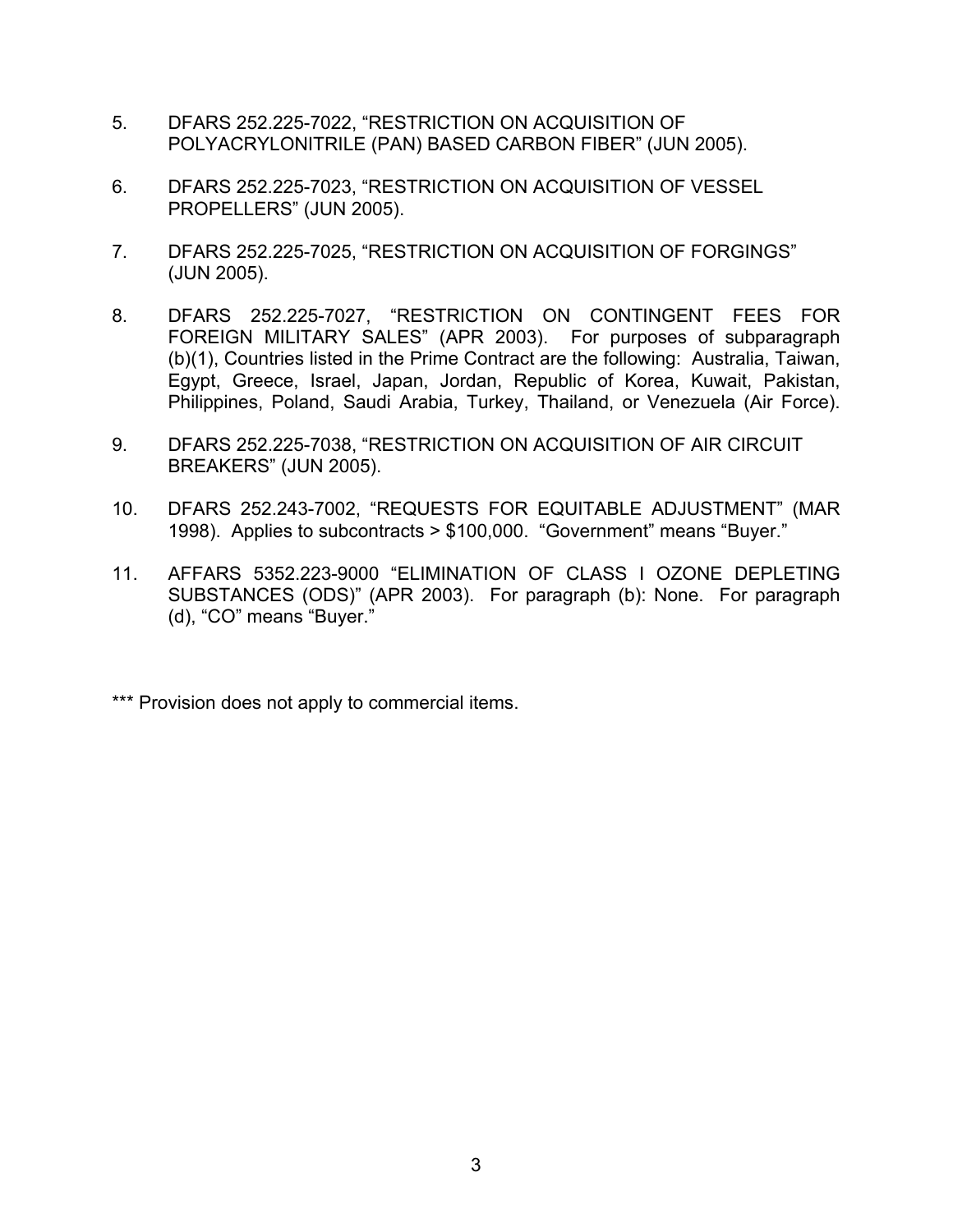5. DFARS 252.225-7022, "RESTRICTION ON ACQUISITION OF POLYACRYLONITRILE (PAN) BASED CARBON FIBER" (JUN 2005).

6. DFARS 252.225-7023, "RESTRICTION ON ACQUISITION OF VESSEL PROPELLERS" (JUN 2005).

7. DFARS 252.225-7025, "RESTRICTION ON ACQUISITION OF FORGINGS" (JUN 2005).

8. DFARS 252.225-7027, "RESTRICTION ON CONTINGENT FEES FOR FOREIGN MILITARY SALES" (APR 2003). For purposes of subparagraph (b)(1), Countries listed in the Prime Contract are the following: Australia, Taiwan, Egypt, Greece, Israel, Japan, Jordan, Republic of Korea, Kuwait, Pakistan, Philippines, Poland, Saudi Arabia, Turkey, Thailand, or Venezuela (Air Force).

9. DFARS 252.225-7038, "RESTRICTION ON ACQUISITION OF AIR CIRCUIT BREAKERS" (JUN 2005).

10. DFARS 252.243-7002, "REQUESTS FOR EQUITABLE ADJUSTMENT" (MAR 1998). Applies to subcontracts > $100,000. "Government" means "Buyer."

11. AFFARS 5352.223-9000 "ELIMINATION OF CLASS I OZONE DEPLETING SUBSTANCES (ODS)" (APR 2003). For paragraph (b): None. For paragraph (d), "CO" means "Buyer."

*** Provision does not apply to commercial items.